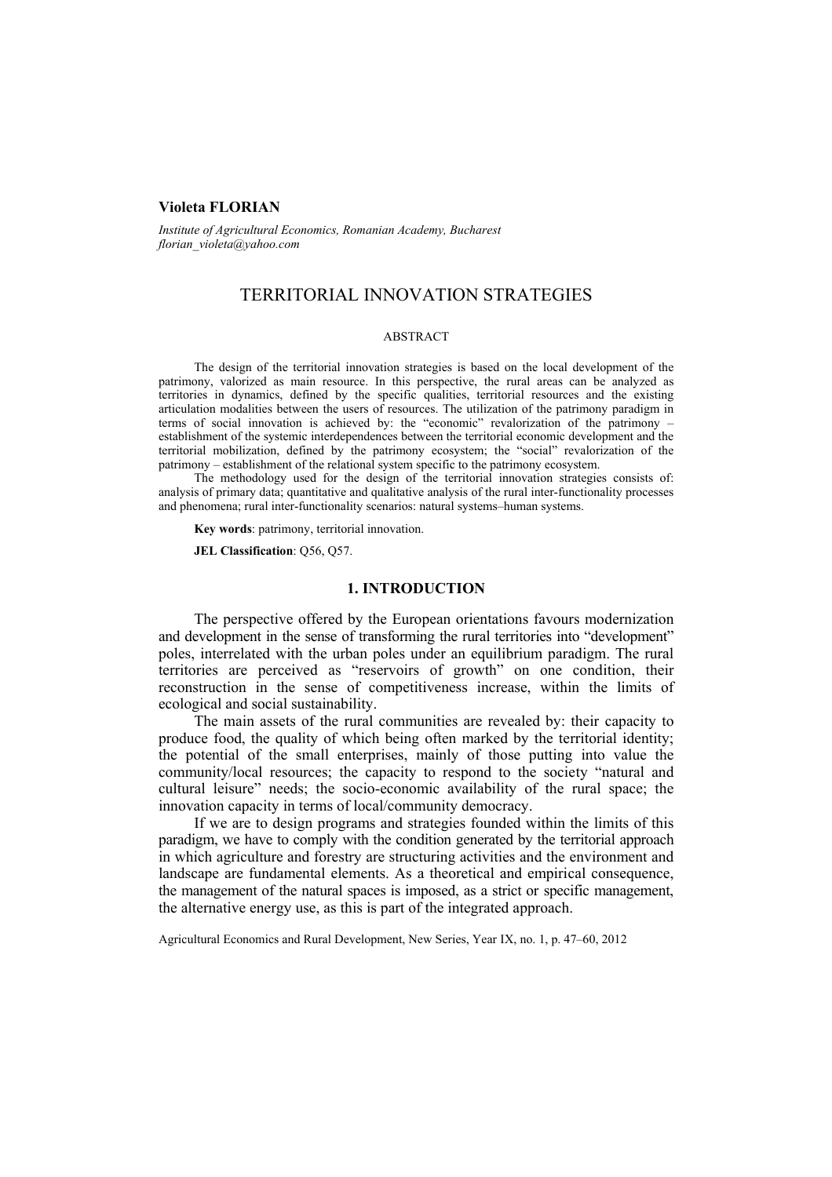**Violeta FLORIAN**

*Institute of Agricultural Economics, Romanian Academy, Bucharest*
*florian_violeta@yahoo.com*

# TERRITORIAL INNOVATION STRATEGIES

ABSTRACT

The design of the territorial innovation strategies is based on the local development of the patrimony, valorized as main resource. In this perspective, the rural areas can be analyzed as territories in dynamics, defined by the specific qualities, territorial resources and the existing articulation modalities between the users of resources. The utilization of the patrimony paradigm in terms of social innovation is achieved by: the "economic" revalorization of the patrimony – establishment of the systemic interdependences between the territorial economic development and the territorial mobilization, defined by the patrimony ecosystem; the "social" revalorization of the patrimony – establishment of the relational system specific to the patrimony ecosystem.

The methodology used for the design of the territorial innovation strategies consists of: analysis of primary data; quantitative and qualitative analysis of the rural inter-functionality processes and phenomena; rural inter-functionality scenarios: natural systems–human systems.

**Key words**: patrimony, territorial innovation.

**JEL Classification**: Q56, Q57.

## 1. INTRODUCTION

The perspective offered by the European orientations favours modernization and development in the sense of transforming the rural territories into "development" poles, interrelated with the urban poles under an equilibrium paradigm. The rural territories are perceived as "reservoirs of growth" on one condition, their reconstruction in the sense of competitiveness increase, within the limits of ecological and social sustainability.

The main assets of the rural communities are revealed by: their capacity to produce food, the quality of which being often marked by the territorial identity; the potential of the small enterprises, mainly of those putting into value the community/local resources; the capacity to respond to the society "natural and cultural leisure" needs; the socio-economic availability of the rural space; the innovation capacity in terms of local/community democracy.

If we are to design programs and strategies founded within the limits of this paradigm, we have to comply with the condition generated by the territorial approach in which agriculture and forestry are structuring activities and the environment and landscape are fundamental elements. As a theoretical and empirical consequence, the management of the natural spaces is imposed, as a strict or specific management, the alternative energy use, as this is part of the integrated approach.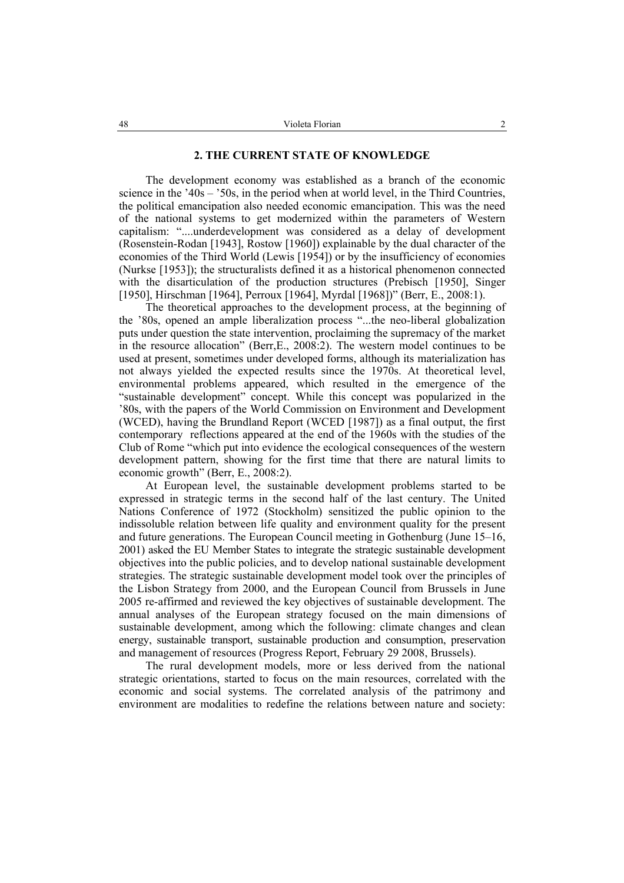## 2. THE CURRENT STATE OF KNOWLEDGE

The development economy was established as a branch of the economic science in the '40s – '50s, in the period when at world level, in the Third Countries, the political emancipation also needed economic emancipation. This was the need of the national systems to get modernized within the parameters of Western capitalism: "....underdevelopment was considered as a delay of development (Rosenstein-Rodan [1943], Rostow [1960]) explainable by the dual character of the economies of the Third World (Lewis [1954]) or by the insufficiency of economies (Nurkse [1953]); the structuralists defined it as a historical phenomenon connected with the disarticulation of the production structures (Prebisch [1950], Singer [1950], Hirschman [1964], Perroux [1964], Myrdal [1968])" (Berr, E., 2008:1).

The theoretical approaches to the development process, at the beginning of the '80s, opened an ample liberalization process "...the neo-liberal globalization puts under question the state intervention, proclaiming the supremacy of the market in the resource allocation" (Berr,E., 2008:2). The western model continues to be used at present, sometimes under developed forms, although its materialization has not always yielded the expected results since the 1970s. At theoretical level, environmental problems appeared, which resulted in the emergence of the "sustainable development" concept. While this concept was popularized in the '80s, with the papers of the World Commission on Environment and Development (WCED), having the Brundland Report (WCED [1987]) as a final output, the first contemporary reflections appeared at the end of the 1960s with the studies of the Club of Rome "which put into evidence the ecological consequences of the western development pattern, showing for the first time that there are natural limits to economic growth" (Berr, E., 2008:2).

At European level, the sustainable development problems started to be expressed in strategic terms in the second half of the last century. The United Nations Conference of 1972 (Stockholm) sensitized the public opinion to the indissoluble relation between life quality and environment quality for the present and future generations. The European Council meeting in Gothenburg (June 15–16, 2001) asked the EU Member States to integrate the strategic sustainable development objectives into the public policies, and to develop national sustainable development strategies. The strategic sustainable development model took over the principles of the Lisbon Strategy from 2000, and the European Council from Brussels in June 2005 re-affirmed and reviewed the key objectives of sustainable development. The annual analyses of the European strategy focused on the main dimensions of sustainable development, among which the following: climate changes and clean energy, sustainable transport, sustainable production and consumption, preservation and management of resources (Progress Report, February 29 2008, Brussels).

The rural development models, more or less derived from the national strategic orientations, started to focus on the main resources, correlated with the economic and social systems. The correlated analysis of the patrimony and environment are modalities to redefine the relations between nature and society: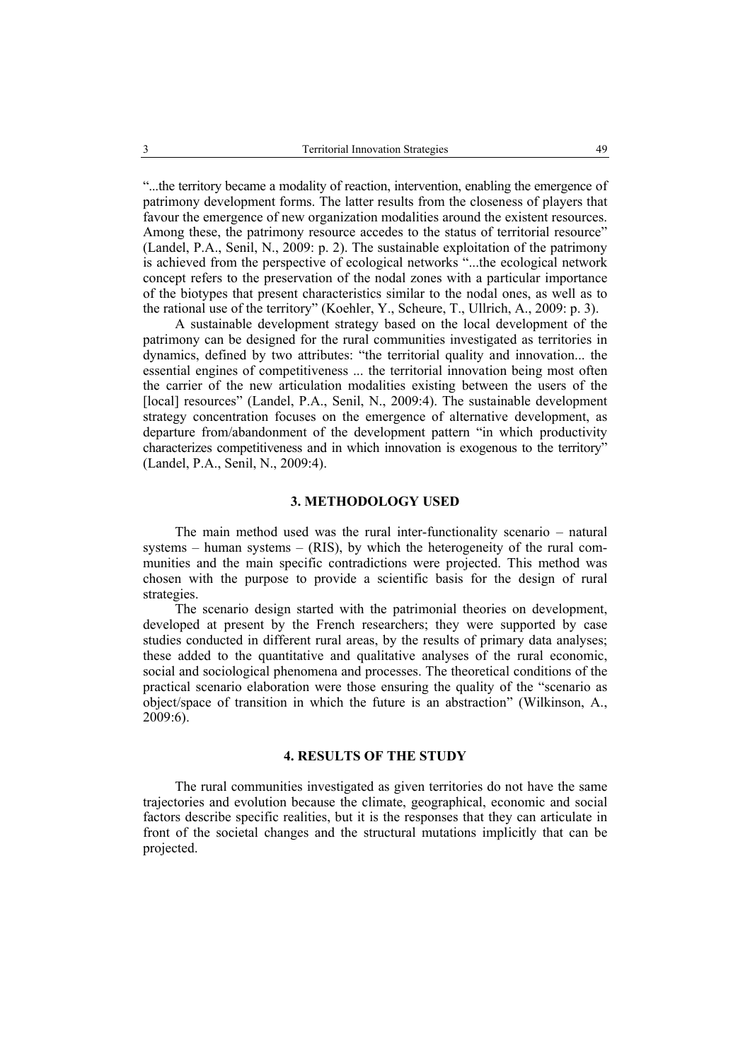"...the territory became a modality of reaction, intervention, enabling the emergence of patrimony development forms. The latter results from the closeness of players that favour the emergence of new organization modalities around the existent resources. Among these, the patrimony resource accedes to the status of territorial resource" (Landel, P.A., Senil, N., 2009: p. 2). The sustainable exploitation of the patrimony is achieved from the perspective of ecological networks "...the ecological network concept refers to the preservation of the nodal zones with a particular importance of the biotypes that present characteristics similar to the nodal ones, as well as to the rational use of the territory" (Koehler, Y., Scheure, T., Ullrich, A., 2009: p. 3).

A sustainable development strategy based on the local development of the patrimony can be designed for the rural communities investigated as territories in dynamics, defined by two attributes: "the territorial quality and innovation... the essential engines of competitiveness ... the territorial innovation being most often the carrier of the new articulation modalities existing between the users of the [local] resources" (Landel, P.A., Senil, N., 2009:4). The sustainable development strategy concentration focuses on the emergence of alternative development, as departure from/abandonment of the development pattern "in which productivity characterizes competitiveness and in which innovation is exogenous to the territory" (Landel, P.A., Senil, N., 2009:4).

## 3. METHODOLOGY USED

The main method used was the rural inter-functionality scenario – natural systems – human systems – (RIS), by which the heterogeneity of the rural communities and the main specific contradictions were projected. This method was chosen with the purpose to provide a scientific basis for the design of rural strategies.

The scenario design started with the patrimonial theories on development, developed at present by the French researchers; they were supported by case studies conducted in different rural areas, by the results of primary data analyses; these added to the quantitative and qualitative analyses of the rural economic, social and sociological phenomena and processes. The theoretical conditions of the practical scenario elaboration were those ensuring the quality of the "scenario as object/space of transition in which the future is an abstraction" (Wilkinson, A., 2009:6).

## 4. RESULTS OF THE STUDY

The rural communities investigated as given territories do not have the same trajectories and evolution because the climate, geographical, economic and social factors describe specific realities, but it is the responses that they can articulate in front of the societal changes and the structural mutations implicitly that can be projected.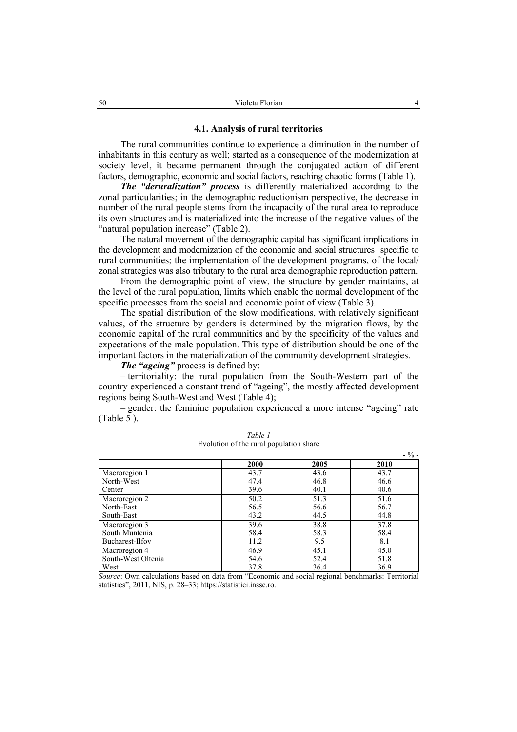### 4.1. Analysis of rural territories

The rural communities continue to experience a diminution in the number of inhabitants in this century as well; started as a consequence of the modernization at society level, it became permanent through the conjugated action of different factors, demographic, economic and social factors, reaching chaotic forms (Table 1).

***The "deruralization" process*** is differently materialized according to the zonal particularities; in the demographic reductionism perspective, the decrease in number of the rural people stems from the incapacity of the rural area to reproduce its own structures and is materialized into the increase of the negative values of the "natural population increase" (Table 2).

The natural movement of the demographic capital has significant implications in the development and modernization of the economic and social structures specific to rural communities; the implementation of the development programs, of the local/ zonal strategies was also tributary to the rural area demographic reproduction pattern.

From the demographic point of view, the structure by gender maintains, at the level of the rural population, limits which enable the normal development of the specific processes from the social and economic point of view (Table 3).

The spatial distribution of the slow modifications, with relatively significant values, of the structure by genders is determined by the migration flows, by the economic capital of the rural communities and by the specificity of the values and expectations of the male population. This type of distribution should be one of the important factors in the materialization of the community development strategies.

***The "ageing"*** process is defined by:

– territoriality: the rural population from the South-Western part of the country experienced a constant trend of "ageing", the mostly affected development regions being South-West and West (Table 4);

– gender: the feminine population experienced a more intense "ageing" rate (Table 5 ).

*Table 1*
Evolution of the rural population share

- % -

| | 2000 | 2005 | 2010 |
|---|---|---|---|
| Macroregion 1 | 43.7 | 43.6 | 43.7 |
| North-West | 47.4 | 46.8 | 46.6 |
| Center | 39.6 | 40.1 | 40.6 |
| Macroregion 2 | 50.2 | 51.3 | 51.6 |
| North-East | 56.5 | 56.6 | 56.7 |
| South-East | 43.2 | 44.5 | 44.8 |
| Macroregion 3 | 39.6 | 38.8 | 37.8 |
| South Muntenia | 58.4 | 58.3 | 58.4 |
| Bucharest-Ilfov | 11.2 | 9.5 | 8.1 |
| Macroregion 4 | 46.9 | 45.1 | 45.0 |
| South-West Oltenia | 54.6 | 52.4 | 51.8 |
| West | 37.8 | 36.4 | 36.9 |

*Source*: Own calculations based on data from "Economic and social regional benchmarks: Territorial statistics", 2011, NIS, p. 28–33; https://statistici.insse.ro.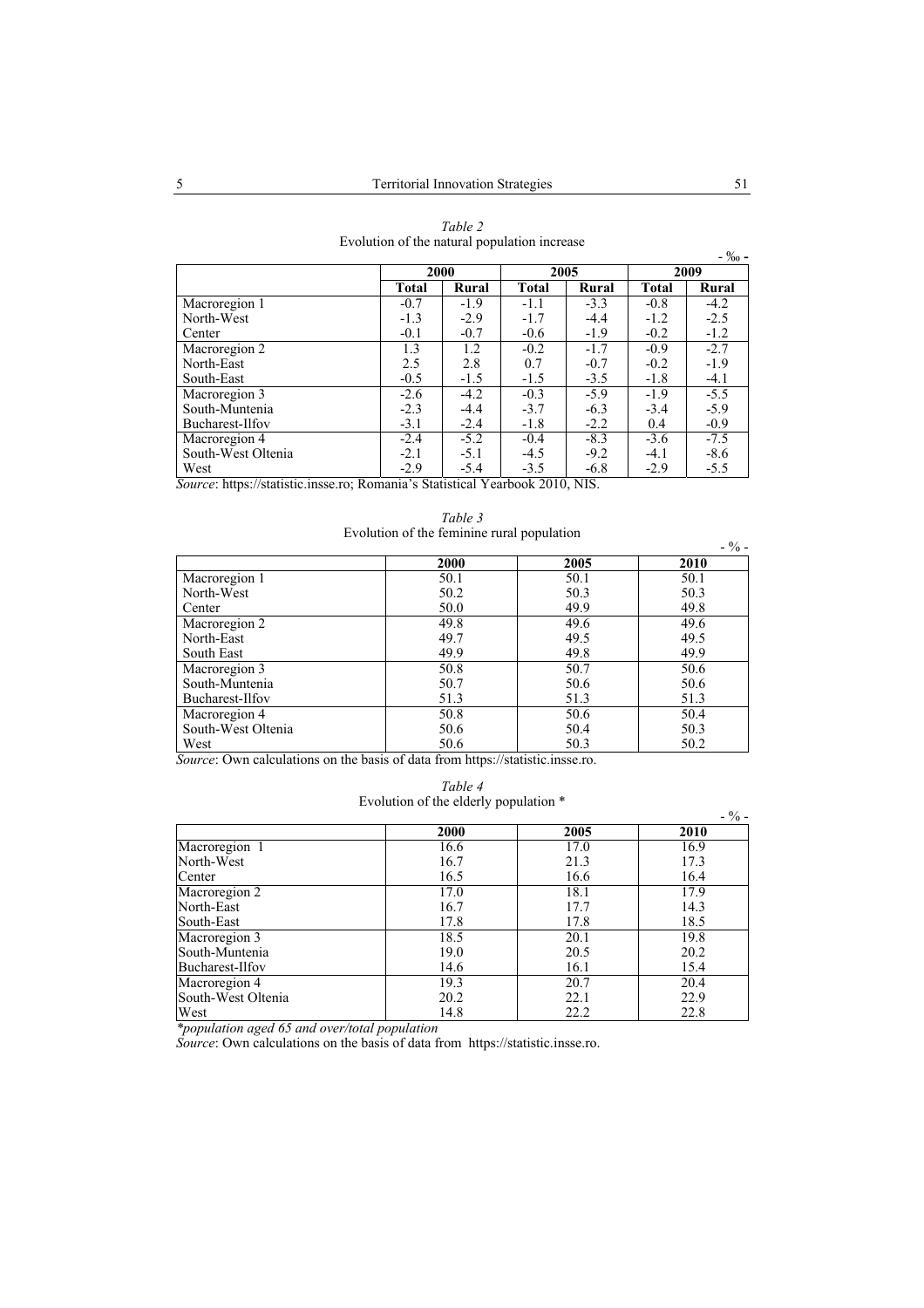*Table 2*
Evolution of the natural population increase

- ‰ -

| | 2000 | | 2005 | | 2009 | |
|---|---|---|---|---|---|---|
| | **Total** | **Rural** | **Total** | **Rural** | **Total** | **Rural** |
| Macroregion 1 | -0.7 | -1.9 | -1.1 | -3.3 | -0.8 | -4.2 |
| North-West | -1.3 | -2.9 | -1.7 | -4.4 | -1.2 | -2.5 |
| Center | -0.1 | -0.7 | -0.6 | -1.9 | -0.2 | -1.2 |
| Macroregion 2 | 1.3 | 1.2 | -0.2 | -1.7 | -0.9 | -2.7 |
| North-East | 2.5 | 2.8 | 0.7 | -0.7 | -0.2 | -1.9 |
| South-East | -0.5 | -1.5 | -1.5 | -3.5 | -1.8 | -4.1 |
| Macroregion 3 | -2.6 | -4.2 | -0.3 | -5.9 | -1.9 | -5.5 |
| South-Muntenia | -2.3 | -4.4 | -3.7 | -6.3 | -3.4 | -5.9 |
| Bucharest-Ilfov | -3.1 | -2.4 | -1.8 | -2.2 | 0.4 | -0.9 |
| Macroregion 4 | -2.4 | -5.2 | -0.4 | -8.3 | -3.6 | -7.5 |
| South-West Oltenia | -2.1 | -5.1 | -4.5 | -9.2 | -4.1 | -8.6 |
| West | -2.9 | -5.4 | -3.5 | -6.8 | -2.9 | -5.5 |

*Source*: https://statistic.insse.ro; Romania's Statistical Yearbook 2010, NIS.

*Table 3*
Evolution of the feminine rural population

- % -

| | 2000 | 2005 | 2010 |
|---|---|---|---|
| Macroregion 1 | 50.1 | 50.1 | 50.1 |
| North-West | 50.2 | 50.3 | 50.3 |
| Center | 50.0 | 49.9 | 49.8 |
| Macroregion 2 | 49.8 | 49.6 | 49.6 |
| North-East | 49.7 | 49.5 | 49.5 |
| South East | 49.9 | 49.8 | 49.9 |
| Macroregion 3 | 50.8 | 50.7 | 50.6 |
| South-Muntenia | 50.7 | 50.6 | 50.6 |
| Bucharest-Ilfov | 51.3 | 51.3 | 51.3 |
| Macroregion 4 | 50.8 | 50.6 | 50.4 |
| South-West Oltenia | 50.6 | 50.4 | 50.3 |
| West | 50.6 | 50.3 | 50.2 |

*Source*: Own calculations on the basis of data from https://statistic.insse.ro.

*Table 4*
Evolution of the elderly population *

- % -

| | 2000 | 2005 | 2010 |
|---|---|---|---|
| Macroregion 1 | 16.6 | 17.0 | 16.9 |
| North-West | 16.7 | 21.3 | 17.3 |
| Center | 16.5 | 16.6 | 16.4 |
| Macroregion 2 | 17.0 | 18.1 | 17.9 |
| North-East | 16.7 | 17.7 | 14.3 |
| South-East | 17.8 | 17.8 | 18.5 |
| Macroregion 3 | 18.5 | 20.1 | 19.8 |
| South-Muntenia | 19.0 | 20.5 | 20.2 |
| Bucharest-Ilfov | 14.6 | 16.1 | 15.4 |
| Macroregion 4 | 19.3 | 20.7 | 20.4 |
| South-West Oltenia | 20.2 | 22.1 | 22.9 |
| West | 14.8 | 22.2 | 22.8 |

*\*population aged 65 and over/total population*

*Source*: Own calculations on the basis of data from https://statistic.insse.ro.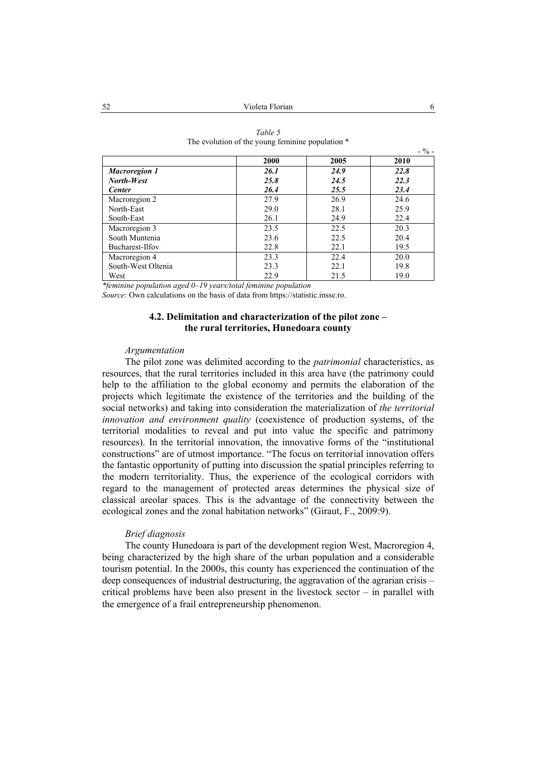*Table 5*
The evolution of the young feminine population *

- % -

| | 2000 | 2005 | 2010 |
|---|---|---|---|
| ***Macroregion 1*** | ***26.1*** | ***24.9*** | ***22.8*** |
| ***North-West*** | ***25.8*** | ***24.5*** | ***22.3*** |
| ***Center*** | ***26.4*** | ***25.5*** | ***23.4*** |
| Macroregion 2 | 27.9 | 26.9 | 24.6 |
| North-East | 29.0 | 28.1 | 25.9 |
| South-East | 26.1 | 24.9 | 22.4 |
| Macroregion 3 | 23.5 | 22.5 | 20.3 |
| South Muntenia | 23.6 | 22.5 | 20.4 |
| Bucharest-Ilfov | 22.8 | 22.1 | 19.5 |
| Macroregion 4 | 23.3 | 22.4 | 20.0 |
| South-West Oltenia | 23.3 | 22.1 | 19.8 |
| West | 22.9 | 21.5 | 19.0 |

*\*feminine population aged 0–19 years/total feminine population*

*Source*: Own calculations on the basis of data from https://statistic.insse.ro.

### 4.2. Delimitation and characterization of the pilot zone – the rural territories, Hunedoara county

*Argumentation*

The pilot zone was delimited according to the *patrimonial* characteristics, as resources, that the rural territories included in this area have (the patrimony could help to the affiliation to the global economy and permits the elaboration of the projects which legitimate the existence of the territories and the building of the social networks) and taking into consideration the materialization of *the territorial innovation and environment quality* (coexistence of production systems, of the territorial modalities to reveal and put into value the specific and patrimony resources). In the territorial innovation, the innovative forms of the "institutional constructions" are of utmost importance. "The focus on territorial innovation offers the fantastic opportunity of putting into discussion the spatial principles referring to the modern territoriality. Thus, the experience of the ecological corridors with regard to the management of protected areas determines the physical size of classical areolar spaces. This is the advantage of the connectivity between the ecological zones and the zonal habitation networks" (Giraut, F., 2009:9).

*Brief diagnosis*

The county Hunedoara is part of the development region West, Macroregion 4, being characterized by the high share of the urban population and a considerable tourism potential. In the 2000s, this county has experienced the continuation of the deep consequences of industrial destructuring, the aggravation of the agrarian crisis – critical problems have been also present in the livestock sector – in parallel with the emergence of a frail entrepreneurship phenomenon.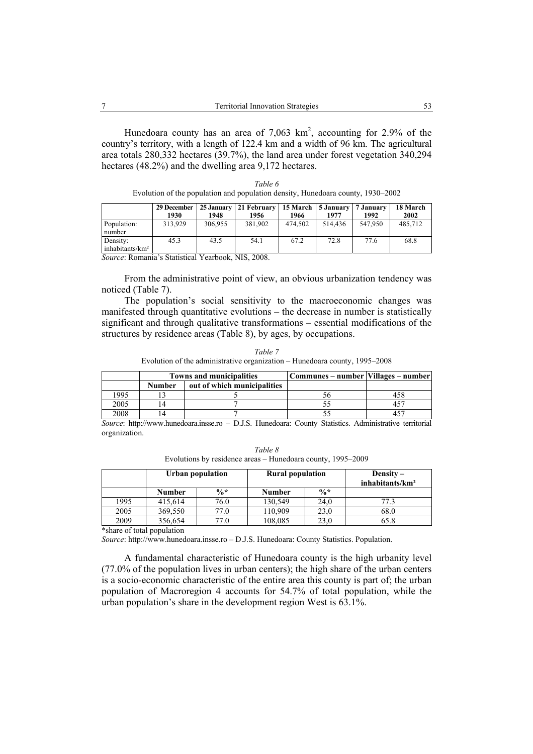Hunedoara county has an area of 7,063 km$^2$, accounting for 2.9% of the country's territory, with a length of 122.4 km and a width of 96 km. The agricultural area totals 280,332 hectares (39.7%), the land area under forest vegetation 340,294 hectares (48.2%) and the dwelling area 9,172 hectares.

*Table 6*

Evolution of the population and population density, Hunedoara county, 1930–2002

| | **29 December 1930** | **25 January 1948** | **21 February 1956** | **15 March 1966** | **5 January 1977** | **7 January 1992** | **18 March 2002** |
|---|---|---|---|---|---|---|---|
| Population: number | 313,929 | 306,955 | 381,902 | 474,502 | 514,436 | 547,950 | 485,712 |
| Density: inhabitants/km² | 45.3 | 43.5 | 54.1 | 67.2 | 72.8 | 77.6 | 68.8 |

*Source*: Romania's Statistical Yearbook, NIS, 2008.

From the administrative point of view, an obvious urbanization tendency was noticed (Table 7).

The population's social sensitivity to the macroeconomic changes was manifested through quantitative evolutions – the decrease in number is statistically significant and through qualitative transformations – essential modifications of the structures by residence areas (Table 8), by ages, by occupations.

*Table 7*

Evolution of the administrative organization – Hunedoara county, 1995–2008

| | **Towns and municipalities** | | **Communes – number** | **Villages – number** |
|---|---|---|---|---|
| | **Number** | **out of which municipalities** | | |
| 1995 | 13 | 5 | 56 | 458 |
| 2005 | 14 | 7 | 55 | 457 |
| 2008 | 14 | 7 | 55 | 457 |

*Source*: http://www.hunedoara.insse.ro – D.J.S. Hunedoara: County Statistics. Administrative territorial organization.

*Table 8*

Evolutions by residence areas – Hunedoara county, 1995–2009

| | **Urban population** | | **Rural population** | | **Density – inhabitants/km²** |
|---|---|---|---|---|---|
| | **Number** | **%*** | **Number** | **%*** | |
| 1995 | 415,614 | 76.0 | 130,549 | 24,0 | 77.3 |
| 2005 | 369,550 | 77.0 | 110,909 | 23,0 | 68.0 |
| 2009 | 356,654 | 77.0 | 108,085 | 23,0 | 65.8 |

*share of total population

*Source*: http://www.hunedoara.insse.ro – D.J.S. Hunedoara: County Statistics. Population.

A fundamental characteristic of Hunedoara county is the high urbanity level (77.0% of the population lives in urban centers); the high share of the urban centers is a socio-economic characteristic of the entire area this county is part of; the urban population of Macroregion 4 accounts for 54.7% of total population, while the urban population's share in the development region West is 63.1%.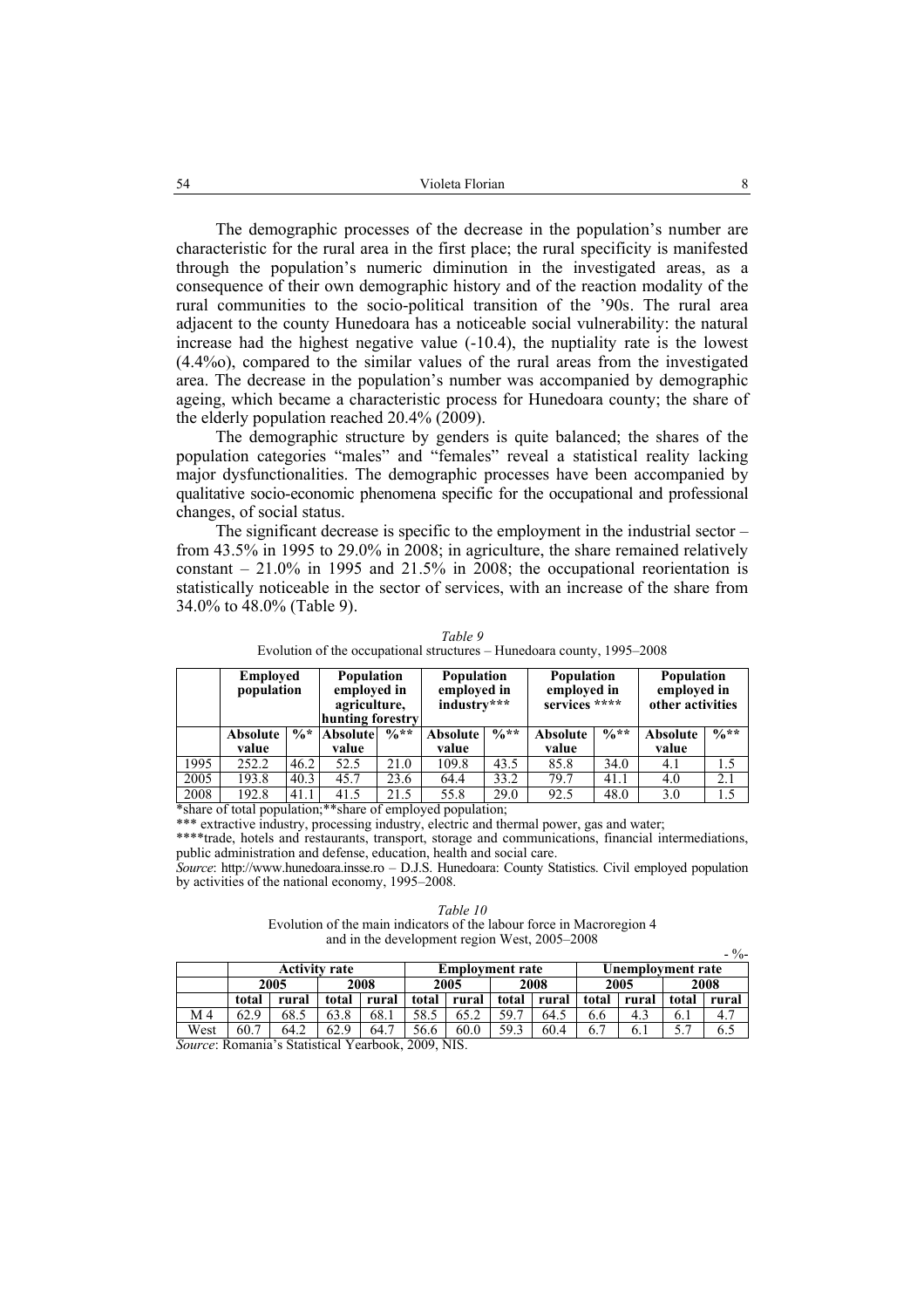The demographic processes of the decrease in the population's number are characteristic for the rural area in the first place; the rural specificity is manifested through the population's numeric diminution in the investigated areas, as a consequence of their own demographic history and of the reaction modality of the rural communities to the socio-political transition of the '90s. The rural area adjacent to the county Hunedoara has a noticeable social vulnerability: the natural increase had the highest negative value (-10.4), the nuptiality rate is the lowest (4.4‰), compared to the similar values of the rural areas from the investigated area. The decrease in the population's number was accompanied by demographic ageing, which became a characteristic process for Hunedoara county; the share of the elderly population reached 20.4% (2009).

The demographic structure by genders is quite balanced; the shares of the population categories "males" and "females" reveal a statistical reality lacking major dysfunctionalities. The demographic processes have been accompanied by qualitative socio-economic phenomena specific for the occupational and professional changes, of social status.

The significant decrease is specific to the employment in the industrial sector – from 43.5% in 1995 to 29.0% in 2008; in agriculture, the share remained relatively constant – 21.0% in 1995 and 21.5% in 2008; the occupational reorientation is statistically noticeable in the sector of services, with an increase of the share from 34.0% to 48.0% (Table 9).

*Table 9*
Evolution of the occupational structures – Hunedoara county, 1995–2008

| | Employed population | | Population employed in agriculture, hunting forestry | | Population employed in industry*** | | Population employed in services **** | | Population employed in other activities | |
|---|---|---|---|---|---|---|---|---|---|---|
| | Absolute value | %* | Absolute value | %** | Absolute value | %** | Absolute value | %** | Absolute value | %** |
| 1995 | 252.2 | 46.2 | 52.5 | 21.0 | 109.8 | 43.5 | 85.8 | 34.0 | 4.1 | 1.5 |
| 2005 | 193.8 | 40.3 | 45.7 | 23.6 | 64.4 | 33.2 | 79.7 | 41.1 | 4.0 | 2.1 |
| 2008 | 192.8 | 41.1 | 41.5 | 21.5 | 55.8 | 29.0 | 92.5 | 48.0 | 3.0 | 1.5 |

*share of total population;**share of employed population;
*** extractive industry, processing industry, electric and thermal power, gas and water;
****trade, hotels and restaurants, transport, storage and communications, financial intermediations, public administration and defense, education, health and social care.
*Source*: http://www.hunedoara.insse.ro – D.J.S. Hunedoara: County Statistics. Civil employed population by activities of the national economy, 1995–2008.

*Table 10*
Evolution of the main indicators of the labour force in Macroregion 4 and in the development region West, 2005–2008

- %-

| | Activity rate | | | | Employment rate | | | | Unemployment rate | | | |
|---|---|---|---|---|---|---|---|---|---|---|---|---|
| | 2005 | | 2008 | | 2005 | | 2008 | | 2005 | | 2008 | |
| | total | rural | total | rural | total | rural | total | rural | total | rural | total | rural |
| M 4 | 62.9 | 68.5 | 63.8 | 68.1 | 58.5 | 65.2 | 59.7 | 64.5 | 6.6 | 4.3 | 6.1 | 4.7 |
| West | 60.7 | 64.2 | 62.9 | 64.7 | 56.6 | 60.0 | 59.3 | 60.4 | 6.7 | 6.1 | 5.7 | 6.5 |

*Source*: Romania's Statistical Yearbook, 2009, NIS.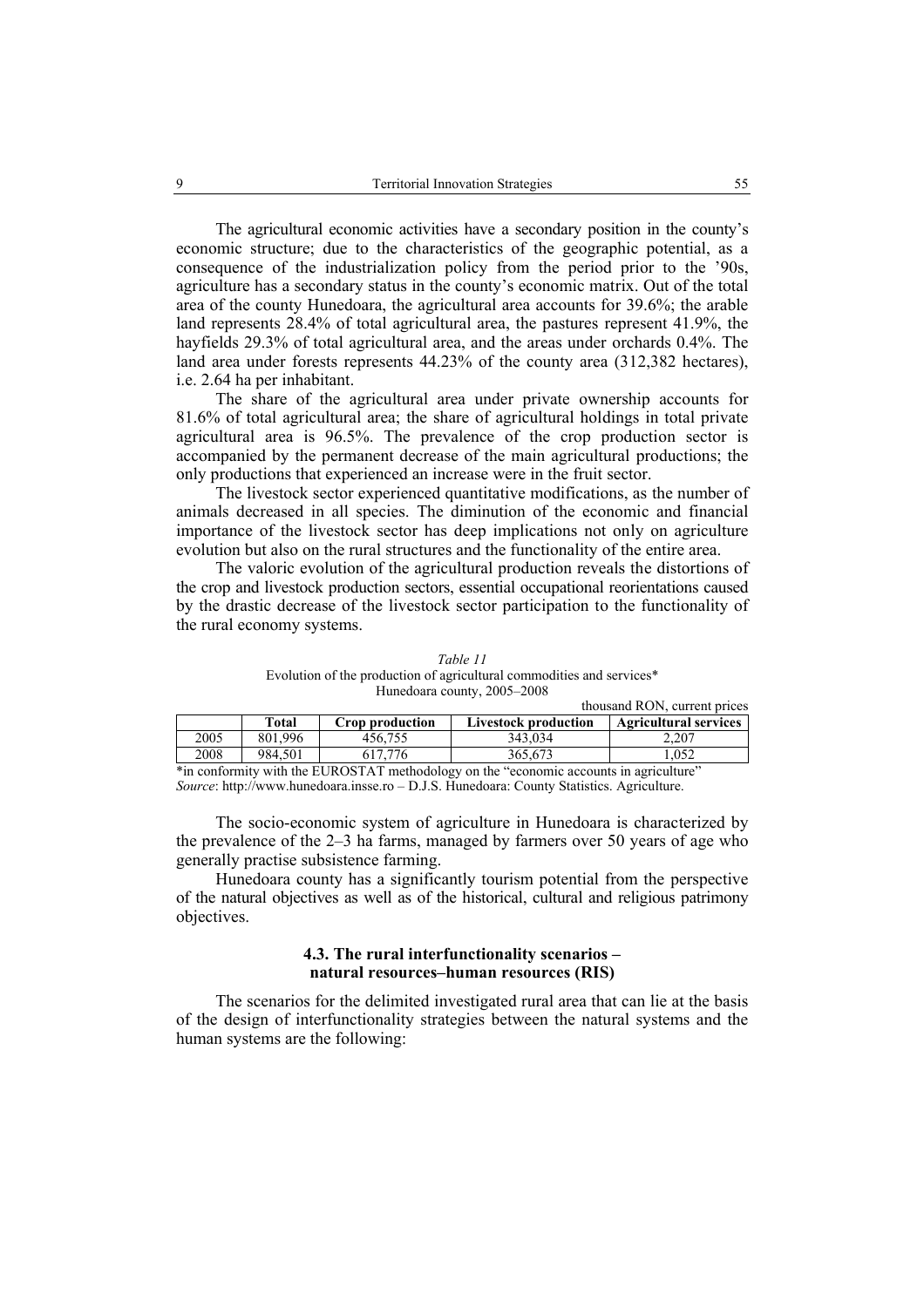The agricultural economic activities have a secondary position in the county's economic structure; due to the characteristics of the geographic potential, as a consequence of the industrialization policy from the period prior to the '90s, agriculture has a secondary status in the county's economic matrix. Out of the total area of the county Hunedoara, the agricultural area accounts for 39.6%; the arable land represents 28.4% of total agricultural area, the pastures represent 41.9%, the hayfields 29.3% of total agricultural area, and the areas under orchards 0.4%. The land area under forests represents 44.23% of the county area (312,382 hectares), i.e. 2.64 ha per inhabitant.

The share of the agricultural area under private ownership accounts for 81.6% of total agricultural area; the share of agricultural holdings in total private agricultural area is 96.5%. The prevalence of the crop production sector is accompanied by the permanent decrease of the main agricultural productions; the only productions that experienced an increase were in the fruit sector.

The livestock sector experienced quantitative modifications, as the number of animals decreased in all species. The diminution of the economic and financial importance of the livestock sector has deep implications not only on agriculture evolution but also on the rural structures and the functionality of the entire area.

The valoric evolution of the agricultural production reveals the distortions of the crop and livestock production sectors, essential occupational reorientations caused by the drastic decrease of the livestock sector participation to the functionality of the rural economy systems.

*Table 11*
Evolution of the production of agricultural commodities and services*
Hunedoara county, 2005–2008

thousand RON, current prices

| | Total | Crop production | Livestock production | Agricultural services |
|---|---|---|---|---|
| 2005 | 801,996 | 456,755 | 343,034 | 2,207 |
| 2008 | 984,501 | 617,776 | 365,673 | 1,052 |

*in conformity with the EUROSTAT methodology on the "economic accounts in agriculture"
*Source*: http://www.hunedoara.insse.ro – D.J.S. Hunedoara: County Statistics. Agriculture.

The socio-economic system of agriculture in Hunedoara is characterized by the prevalence of the 2–3 ha farms, managed by farmers over 50 years of age who generally practise subsistence farming.

Hunedoara county has a significantly tourism potential from the perspective of the natural objectives as well as of the historical, cultural and religious patrimony objectives.

### 4.3. The rural interfunctionality scenarios – natural resources–human resources (RIS)

The scenarios for the delimited investigated rural area that can lie at the basis of the design of interfunctionality strategies between the natural systems and the human systems are the following: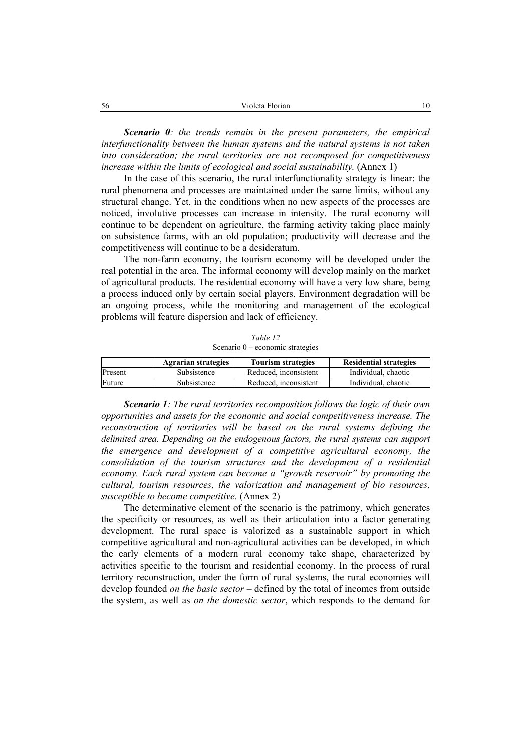***Scenario 0****: the trends remain in the present parameters, the empirical interfunctionality between the human systems and the natural systems is not taken into consideration; the rural territories are not recomposed for competitiveness increase within the limits of ecological and social sustainability.* (Annex 1)

In the case of this scenario, the rural interfunctionality strategy is linear: the rural phenomena and processes are maintained under the same limits, without any structural change. Yet, in the conditions when no new aspects of the processes are noticed, involutive processes can increase in intensity. The rural economy will continue to be dependent on agriculture, the farming activity taking place mainly on subsistence farms, with an old population; productivity will decrease and the competitiveness will continue to be a desideratum.

The non-farm economy, the tourism economy will be developed under the real potential in the area. The informal economy will develop mainly on the market of agricultural products. The residential economy will have a very low share, being a process induced only by certain social players. Environment degradation will be an ongoing process, while the monitoring and management of the ecological problems will feature dispersion and lack of efficiency.

*Table 12*
Scenario 0 – economic strategies

| | **Agrarian strategies** | **Tourism strategies** | **Residential strategies** |
|---|---|---|---|
| Present | Subsistence | Reduced, inconsistent | Individual, chaotic |
| Future | Subsistence | Reduced, inconsistent | Individual, chaotic |

***Scenario 1****: The rural territories recomposition follows the logic of their own opportunities and assets for the economic and social competitiveness increase. The reconstruction of territories will be based on the rural systems defining the delimited area. Depending on the endogenous factors, the rural systems can support the emergence and development of a competitive agricultural economy, the consolidation of the tourism structures and the development of a residential economy. Each rural system can become a "growth reservoir" by promoting the cultural, tourism resources, the valorization and management of bio resources, susceptible to become competitive.* (Annex 2)

The determinative element of the scenario is the patrimony, which generates the specificity or resources, as well as their articulation into a factor generating development. The rural space is valorized as a sustainable support in which competitive agricultural and non-agricultural activities can be developed, in which the early elements of a modern rural economy take shape, characterized by activities specific to the tourism and residential economy. In the process of rural territory reconstruction, under the form of rural systems, the rural economies will develop founded *on the basic sector* – defined by the total of incomes from outside the system, as well as *on the domestic sector*, which responds to the demand for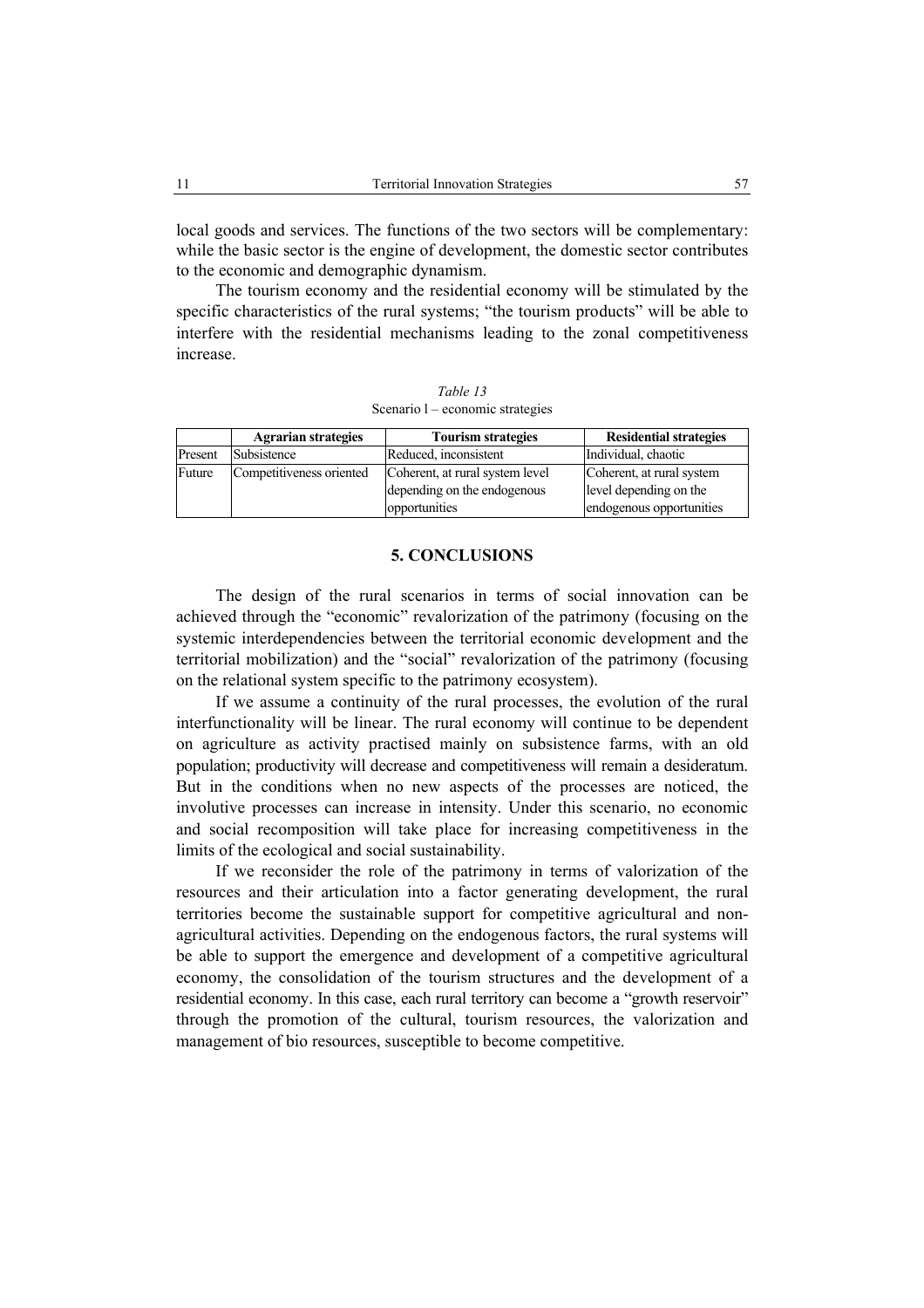local goods and services. The functions of the two sectors will be complementary: while the basic sector is the engine of development, the domestic sector contributes to the economic and demographic dynamism.

The tourism economy and the residential economy will be stimulated by the specific characteristics of the rural systems; "the tourism products" will be able to interfere with the residential mechanisms leading to the zonal competitiveness increase.

*Table 13*
Scenario l – economic strategies

| | Agrarian strategies | Tourism strategies | Residential strategies |
|---|---|---|---|
| Present | Subsistence | Reduced, inconsistent | Individual, chaotic |
| Future | Competitiveness oriented | Coherent, at rural system level depending on the endogenous opportunities | Coherent, at rural system level depending on the endogenous opportunities |

## 5. CONCLUSIONS

The design of the rural scenarios in terms of social innovation can be achieved through the "economic" revalorization of the patrimony (focusing on the systemic interdependencies between the territorial economic development and the territorial mobilization) and the "social" revalorization of the patrimony (focusing on the relational system specific to the patrimony ecosystem).

If we assume a continuity of the rural processes, the evolution of the rural interfunctionality will be linear. The rural economy will continue to be dependent on agriculture as activity practised mainly on subsistence farms, with an old population; productivity will decrease and competitiveness will remain a desideratum. But in the conditions when no new aspects of the processes are noticed, the involutive processes can increase in intensity. Under this scenario, no economic and social recomposition will take place for increasing competitiveness in the limits of the ecological and social sustainability.

If we reconsider the role of the patrimony in terms of valorization of the resources and their articulation into a factor generating development, the rural territories become the sustainable support for competitive agricultural and non-agricultural activities. Depending on the endogenous factors, the rural systems will be able to support the emergence and development of a competitive agricultural economy, the consolidation of the tourism structures and the development of a residential economy. In this case, each rural territory can become a "growth reservoir" through the promotion of the cultural, tourism resources, the valorization and management of bio resources, susceptible to become competitive.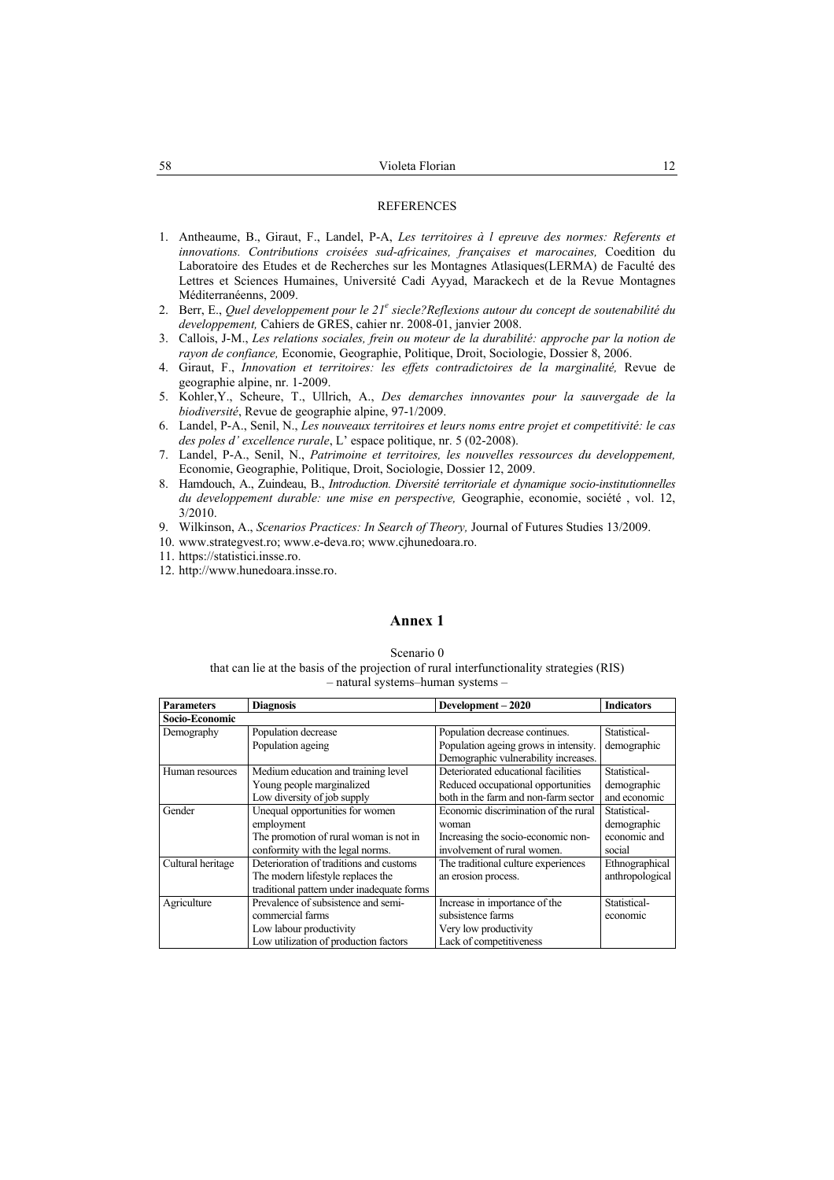## REFERENCES

1. Antheaume, B., Giraut, F., Landel, P-A, *Les territoires à l epreuve des normes: Referents et innovations. Contributions croisées sud-africaines, françaises et marocaines,* Coedition du Laboratoire des Etudes et de Recherches sur les Montagnes Atlasiques(LERMA) de Faculté des Lettres et Sciences Humaines, Université Cadi Ayyad, Marackech et de la Revue Montagnes Méditerranéenns, 2009.
2. Berr, E., *Quel developpement pour le 21[e] siecle?Reflexions autour du concept de soutenabilité du developpement,* Cahiers de GRES, cahier nr. 2008-01, janvier 2008.
3. Callois, J-M., *Les relations sociales, frein ou moteur de la durabilité: approche par la notion de rayon de confiance,* Economie, Geographie, Politique, Droit, Sociologie, Dossier 8, 2006.
4. Giraut, F., *Innovation et territoires: les effets contradictoires de la marginalité,* Revue de geographie alpine, nr. 1-2009.
5. Kohler,Y., Scheure, T., Ullrich, A., *Des demarches innovantes pour la sauvergade de la biodiversité*, Revue de geographie alpine, 97-1/2009.
6. Landel, P-A., Senil, N., *Les nouveaux territoires et leurs noms entre projet et competitivité: le cas des poles d' excellence rurale*, L' espace politique, nr. 5 (02-2008).
7. Landel, P-A., Senil, N., *Patrimoine et territoires, les nouvelles ressources du developpement,* Economie, Geographie, Politique, Droit, Sociologie, Dossier 12, 2009.
8. Hamdouch, A., Zuindeau, B., *Introduction. Diversité territoriale et dynamique socio-institutionnelles du developpement durable: une mise en perspective,* Geographie, economie, société , vol. 12, 3/2010.
9. Wilkinson, A., *Scenarios Practices: In Search of Theory,* Journal of Futures Studies 13/2009.
10. www.strategvest.ro; www.e-deva.ro; www.cjhunedoara.ro.
11. https://statistici.insse.ro.
12. http://www.hunedoara.insse.ro.

## Annex 1

Scenario 0
that can lie at the basis of the projection of rural interfunctionality strategies (RIS)
– natural systems–human systems –

| **Parameters** | **Diagnosis** | **Development – 2020** | **Indicators** |
|---|---|---|---|
| **Socio-Economic** | | | |
| Demography | Population decrease<br>Population ageing | Population decrease continues.<br>Population ageing grows in intensity.<br>Demographic vulnerability increases. | Statistical-demographic |
| Human resources | Medium education and training level<br>Young people marginalized<br>Low diversity of job supply | Deteriorated educational facilities<br>Reduced occupational opportunities both in the farm and non-farm sector | Statistical-demographic and economic |
| Gender | Unequal opportunities for women employment<br>The promotion of rural woman is not in conformity with the legal norms. | Economic discrimination of the rural woman<br>Increasing the socio-economic non-involvement of rural women. | Statistical-demographic economic and social |
| Cultural heritage | Deterioration of traditions and customs<br>The modern lifestyle replaces the traditional pattern under inadequate forms | The traditional culture experiences an erosion process. | Ethnographical anthropological |
| Agriculture | Prevalence of subsistence and semi-commercial farms<br>Low labour productivity<br>Low utilization of production factors | Increase in importance of the subsistence farms<br>Very low productivity<br>Lack of competitiveness | Statistical-economic |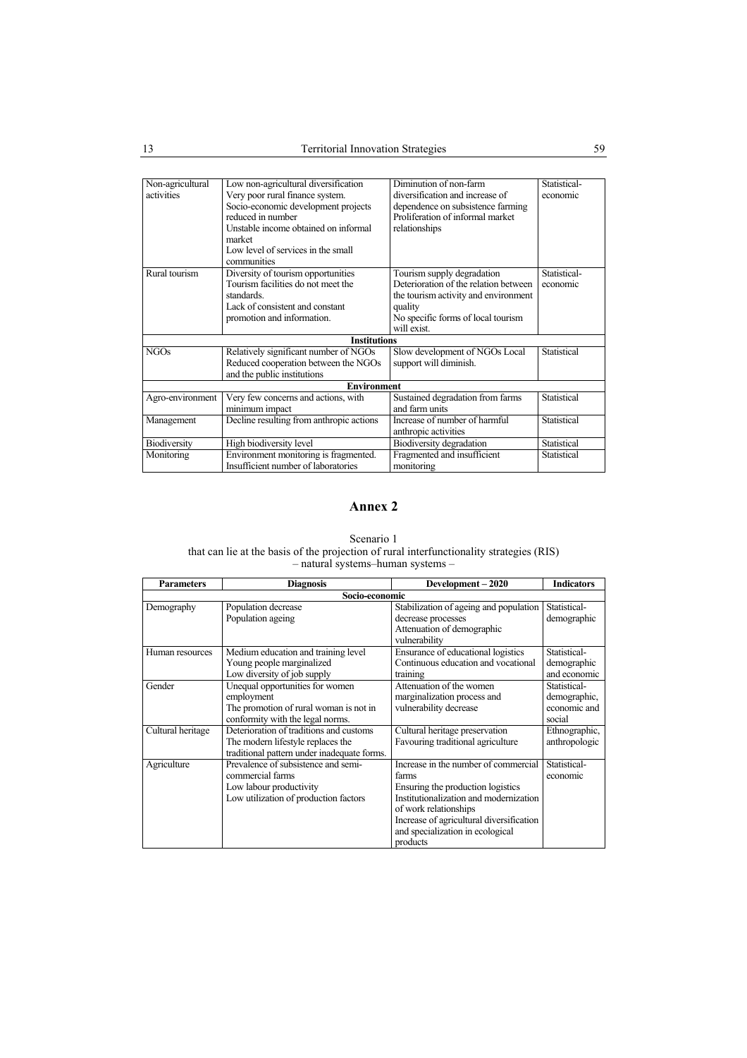| Non-agricultural activities | Low non-agricultural diversification<br>Very poor rural finance system.<br>Socio-economic development projects reduced in number<br>Unstable income obtained on informal market<br>Low level of services in the small communities | Diminution of non-farm diversification and increase of dependence on subsistence farming<br>Proliferation of informal market relationships | Statistical-economic |
|---|---|---|---|
| Rural tourism | Diversity of tourism opportunities<br>Tourism facilities do not meet the standards.<br>Lack of consistent and constant promotion and information. | Tourism supply degradation<br>Deterioration of the relation between the tourism activity and environment quality<br>No specific forms of local tourism will exist. | Statistical-economic |
| **Institutions** | | | |
| NGOs | Relatively significant number of NGOs<br>Reduced cooperation between the NGOs and the public institutions | Slow development of NGOs Local support will diminish. | Statistical |
| **Environment** | | | |
| Agro-environment | Very few concerns and actions, with minimum impact | Sustained degradation from farms and farm units | Statistical |
| Management | Decline resulting from anthropic actions | Increase of number of harmful anthropic activities | Statistical |
| Biodiversity | High biodiversity level | Biodiversity degradation | Statistical |
| Monitoring | Environment monitoring is fragmented.<br>Insufficient number of laboratories | Fragmented and insufficient monitoring | Statistical |

## Annex 2

Scenario 1
that can lie at the basis of the projection of rural interfunctionality strategies (RIS)
– natural systems–human systems –

| Parameters | Diagnosis | Development – 2020 | Indicators |
|---|---|---|---|
| **Socio-economic** | | | |
| Demography | Population decrease<br>Population ageing | Stabilization of ageing and population decrease processes<br>Attenuation of demographic vulnerability | Statistical-demographic |
| Human resources | Medium education and training level<br>Young people marginalized<br>Low diversity of job supply | Ensurance of educational logistics<br>Continuous education and vocational training | Statistical-demographic and economic |
| Gender | Unequal opportunities for women employment<br>The promotion of rural woman is not in conformity with the legal norms. | Attenuation of the women marginalization process and vulnerability decrease | Statistical-demographic, economic and social |
| Cultural heritage | Deterioration of traditions and customs<br>The modern lifestyle replaces the traditional pattern under inadequate forms. | Cultural heritage preservation<br>Favouring traditional agriculture | Ethnographic, anthropologic |
| Agriculture | Prevalence of subsistence and semi-commercial farms<br>Low labour productivity<br>Low utilization of production factors | Increase in the number of commercial farms<br>Ensuring the production logistics<br>Institutionalization and modernization of work relationships<br>Increase of agricultural diversification and specialization in ecological products | Statistical-economic |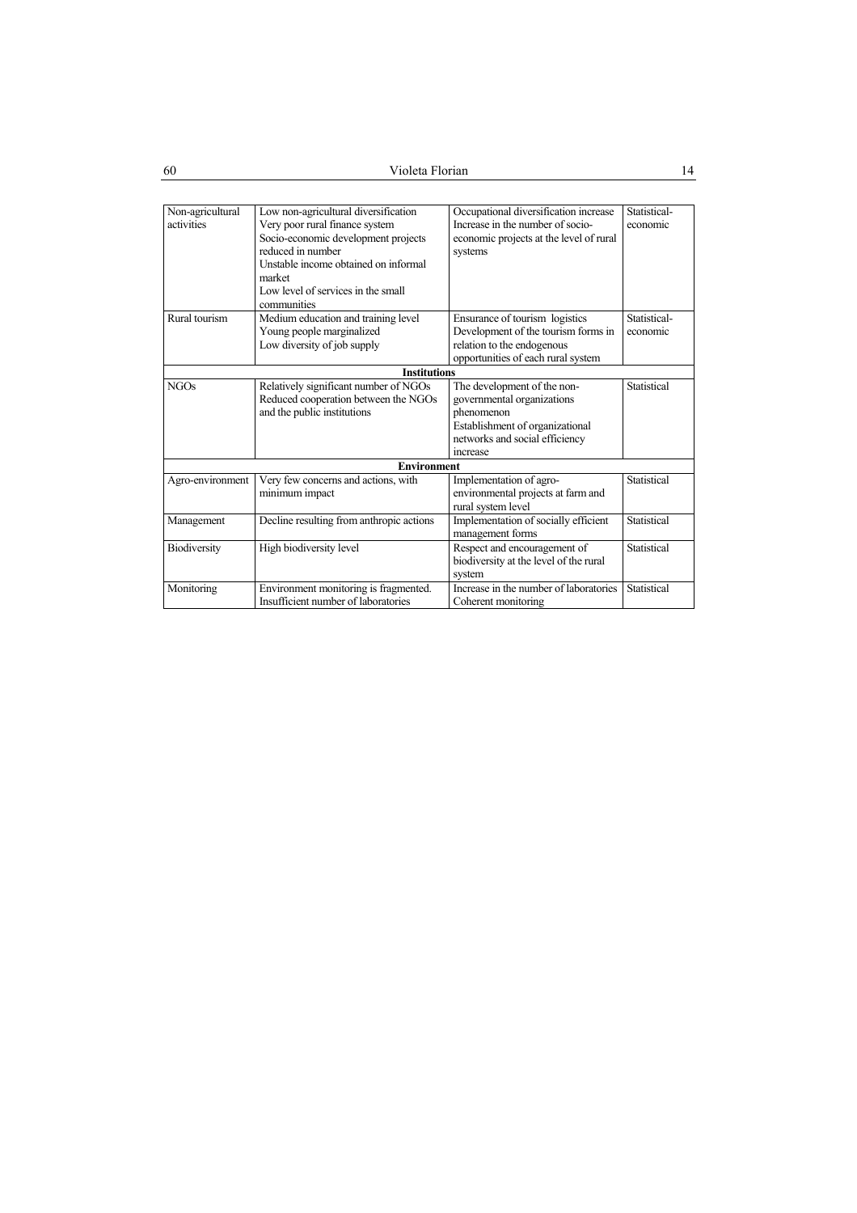| | | | |
|---|---|---|---|
| Non-agricultural activities | Low non-agricultural diversification<br>Very poor rural finance system<br>Socio-economic development projects reduced in number<br>Unstable income obtained on informal market<br>Low level of services in the small communities | Occupational diversification increase<br>Increase in the number of socio-economic projects at the level of rural systems | Statistical-economic |
| Rural tourism | Medium education and training level<br>Young people marginalized<br>Low diversity of job supply | Ensurance of tourism logistics<br>Development of the tourism forms in relation to the endogenous opportunities of each rural system | Statistical-economic |
| **Institutions** | | | |
| NGOs | Relatively significant number of NGOs<br>Reduced cooperation between the NGOs and the public institutions | The development of the non-governmental organizations phenomenon<br>Establishment of organizational networks and social efficiency increase | Statistical |
| **Environment** | | | |
| Agro-environment | Very few concerns and actions, with minimum impact | Implementation of agro-environmental projects at farm and rural system level | Statistical |
| Management | Decline resulting from anthropic actions | Implementation of socially efficient management forms | Statistical |
| Biodiversity | High biodiversity level | Respect and encouragement of biodiversity at the level of the rural system | Statistical |
| Monitoring | Environment monitoring is fragmented.<br>Insufficient number of laboratories | Increase in the number of laboratories<br>Coherent monitoring | Statistical |